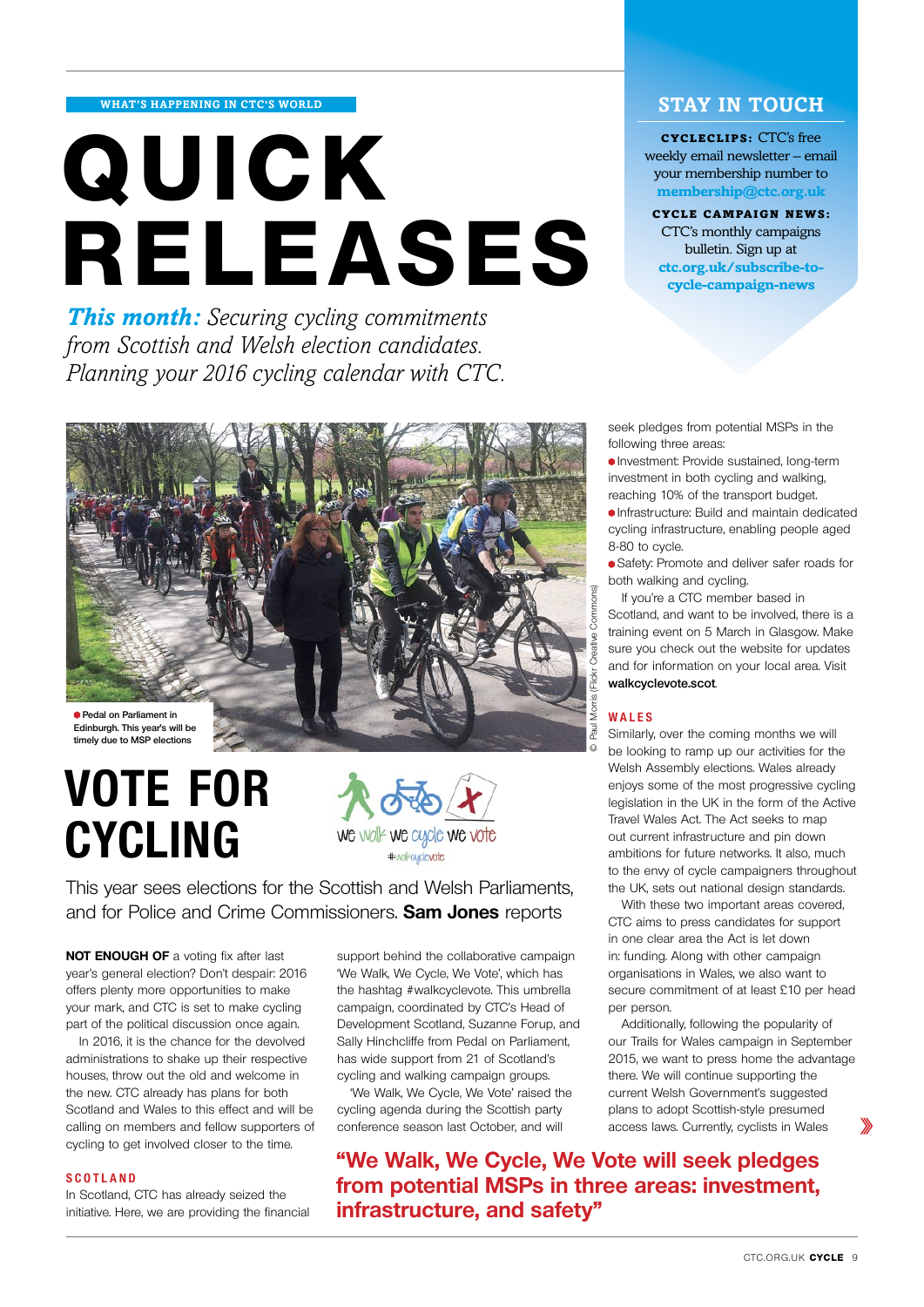WHAT'S HAPPENING IN CTC'S WORLD

# QUICK RELEASES

***This month:*** *Securing cycling commitments from Scottish and Welsh election candidates. Planning your 2016 cycling calendar with CTC.*

## STAY IN TOUCH

**CYCLECLIPS:** CTC's free weekly email newsletter – email your membership number to **membership@ctc.org.uk**

**CYCLE CAMPAIGN NEWS:** CTC's monthly campaigns bulletin. Sign up at **ctc.org.uk/subscribe-to-cycle-campaign-news**

Pedal on Parliament in Edinburgh. This year's will be timely due to MSP elections

© Paul Morris (Flickr Creative Commons)

## VOTE FOR CYCLING

We walk We cycle We vote #walkcyclevote

This year sees elections for the Scottish and Welsh Parliaments, and for Police and Crime Commissioners. **Sam Jones** reports

**NOT ENOUGH OF** a voting fix after last year's general election? Don't despair: 2016 offers plenty more opportunities to make your mark, and CTC is set to make cycling part of the political discussion once again.

In 2016, it is the chance for the devolved administrations to shake up their respective houses, throw out the old and welcome in the new. CTC already has plans for both Scotland and Wales to this effect and will be calling on members and fellow supporters of cycling to get involved closer to the time.

### SCOTLAND

In Scotland, CTC has already seized the initiative. Here, we are providing the financial support behind the collaborative campaign 'We Walk, We Cycle, We Vote', which has the hashtag #walkcyclevote. This umbrella campaign, coordinated by CTC's Head of Development Scotland, Suzanne Forup, and Sally Hinchcliffe from Pedal on Parliament, has wide support from 21 of Scotland's cycling and walking campaign groups.

'We Walk, We Cycle, We Vote' raised the cycling agenda during the Scottish party conference season last October, and will seek pledges from potential MSPs in the following three areas:

- Investment: Provide sustained, long-term investment in both cycling and walking, reaching 10% of the transport budget.
- Infrastructure: Build and maintain dedicated cycling infrastructure, enabling people aged 8-80 to cycle.
- Safety: Promote and deliver safer roads for both walking and cycling.

If you're a CTC member based in Scotland, and want to be involved, there is a training event on 5 March in Glasgow. Make sure you check out the website for updates and for information on your local area. Visit **walkcyclevote.scot**.

**"We Walk, We Cycle, We Vote will seek pledges from potential MSPs in three areas: investment, infrastructure, and safety"**

### WALES

Similarly, over the coming months we will be looking to ramp up our activities for the Welsh Assembly elections. Wales already enjoys some of the most progressive cycling legislation in the UK in the form of the Active Travel Wales Act. The Act seeks to map out current infrastructure and pin down ambitions for future networks. It also, much to the envy of cycle campaigners throughout the UK, sets out national design standards.

With these two important areas covered, CTC aims to press candidates for support in one clear area the Act is let down in: funding. Along with other campaign organisations in Wales, we also want to secure commitment of at least £10 per head per person.

Additionally, following the popularity of our Trails for Wales campaign in September 2015, we want to press home the advantage there. We will continue supporting the current Welsh Government's suggested plans to adopt Scottish-style presumed access laws. Currently, cyclists in Wales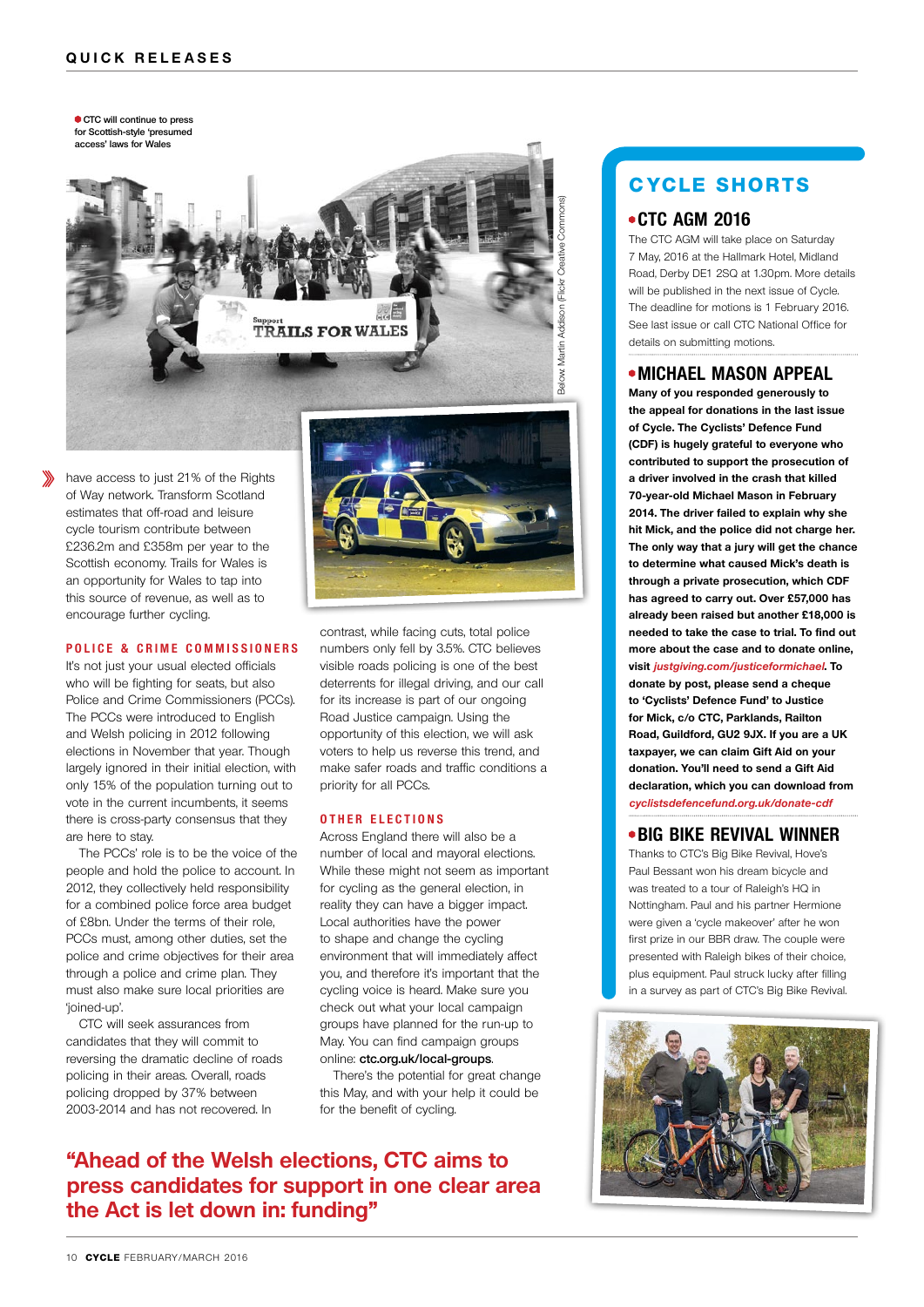● CTC will continue to press for Scottish-style 'presumed access' laws for Wales

Below: Martin Addison (Flickr Creative Commons)

have access to just 21% of the Rights of Way network. Transform Scotland estimates that off-road and leisure cycle tourism contribute between £236.2m and £358m per year to the Scottish economy. Trails for Wales is an opportunity for Wales to tap into this source of revenue, as well as to encourage further cycling.

### POLICE & CRIME COMMISSIONERS

It's not just your usual elected officials who will be fighting for seats, but also Police and Crime Commissioners (PCCs). The PCCs were introduced to English and Welsh policing in 2012 following elections in November that year. Though largely ignored in their initial election, with only 15% of the population turning out to vote in the current incumbents, it seems there is cross-party consensus that they are here to stay.

The PCCs' role is to be the voice of the people and hold the police to account. In 2012, they collectively held responsibility for a combined police force area budget of £8bn. Under the terms of their role, PCCs must, among other duties, set the police and crime objectives for their area through a police and crime plan. They must also make sure local priorities are 'joined-up'.

CTC will seek assurances from candidates that they will commit to reversing the dramatic decline of roads policing in their areas. Overall, roads policing dropped by 37% between 2003-2014 and has not recovered. In contrast, while facing cuts, total police numbers only fell by 3.5%. CTC believes visible roads policing is one of the best deterrents for illegal driving, and our call for its increase is part of our ongoing Road Justice campaign. Using the opportunity of this election, we will ask voters to help us reverse this trend, and make safer roads and traffic conditions a priority for all PCCs.

### OTHER ELECTIONS

Across England there will also be a number of local and mayoral elections. While these might not seem as important for cycling as the general election, in reality they can have a bigger impact. Local authorities have the power to shape and change the cycling environment that will immediately affect you, and therefore it's important that the cycling voice is heard. Make sure you check out what your local campaign groups have planned for the run-up to May. You can find campaign groups online: **ctc.org.uk/local-groups**.

There's the potential for great change this May, and with your help it could be for the benefit of cycling.

**"Ahead of the Welsh elections, CTC aims to press candidates for support in one clear area the Act is let down in: funding"**

## CYCLE SHORTS

### CTC AGM 2016

The CTC AGM will take place on Saturday 7 May, 2016 at the Hallmark Hotel, Midland Road, Derby DE1 2SQ at 1.30pm. More details will be published in the next issue of Cycle. The deadline for motions is 1 February 2016. See last issue or call CTC National Office for details on submitting motions.

### MICHAEL MASON APPEAL

**Many of you responded generously to the appeal for donations in the last issue of Cycle. The Cyclists' Defence Fund (CDF) is hugely grateful to everyone who contributed to support the prosecution of a driver involved in the crash that killed 70-year-old Michael Mason in February 2014. The driver failed to explain why she hit Mick, and the police did not charge her. The only way that a jury will get the chance to determine what caused Mick's death is through a private prosecution, which CDF has agreed to carry out. Over £57,000 has already been raised but another £18,000 is needed to take the case to trial. To find out more about the case and to donate online, visit *justgiving.com/justiceformichael*. To donate by post, please send a cheque to 'Cyclists' Defence Fund' to Justice for Mick, c/o CTC, Parklands, Railton Road, Guildford, GU2 9JX. If you are a UK taxpayer, we can claim Gift Aid on your donation. You'll need to send a Gift Aid declaration, which you can download from *cyclistsdefencefund.org.uk/donate-cdf***

### BIG BIKE REVIVAL WINNER

Thanks to CTC's Big Bike Revival, Hove's Paul Bessant won his dream bicycle and was treated to a tour of Raleigh's HQ in Nottingham. Paul and his partner Hermione were given a 'cycle makeover' after he won first prize in our BBR draw. The couple were presented with Raleigh bikes of their choice, plus equipment. Paul struck lucky after filling in a survey as part of CTC's Big Bike Revival.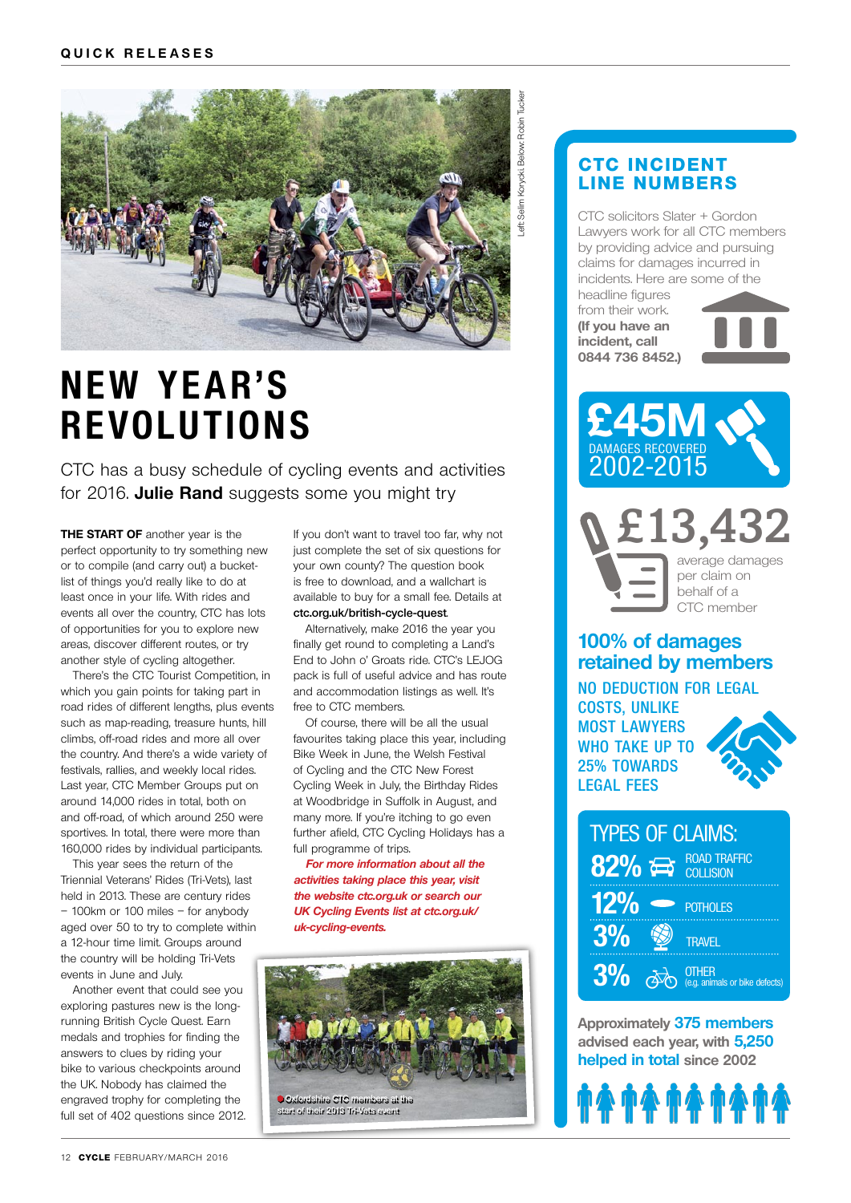# NEW YEAR'S REVOLUTIONS

CTC has a busy schedule of cycling events and activities for 2016. **Julie Rand** suggests some you might try

Left: Selim Korycki. Below: Robin Tucker

**THE START OF** another year is the perfect opportunity to try something new or to compile (and carry out) a bucket-list of things you'd really like to do at least once in your life. With rides and events all over the country, CTC has lots of opportunities for you to explore new areas, discover different routes, or try another style of cycling altogether.

There's the CTC Tourist Competition, in which you gain points for taking part in road rides of different lengths, plus events such as map-reading, treasure hunts, hill climbs, off-road rides and more all over the country. And there's a wide variety of festivals, rallies, and weekly local rides. Last year, CTC Member Groups put on around 14,000 rides in total, both on and off-road, of which around 250 were sportives. In total, there were more than 160,000 rides by individual participants.

This year sees the return of the Triennial Veterans' Rides (Tri-Vets), last held in 2013. These are century rides – 100km or 100 miles – for anybody aged over 50 to try to complete within a 12-hour time limit. Groups around the country will be holding Tri-Vets events in June and July.

Another event that could see you exploring pastures new is the long-running British Cycle Quest. Earn medals and trophies for finding the answers to clues by riding your bike to various checkpoints around the UK. Nobody has claimed the engraved trophy for completing the full set of 402 questions since 2012.

If you don't want to travel too far, why not just complete the set of six questions for your own county? The question book is free to download, and a wallchart is available to buy for a small fee. Details at **ctc.org.uk/british-cycle-quest**.

Alternatively, make 2016 the year you finally get round to completing a Land's End to John o' Groats ride. CTC's LEJOG pack is full of useful advice and has route and accommodation listings as well. It's free to CTC members.

Of course, there will be all the usual favourites taking place this year, including Bike Week in June, the Welsh Festival of Cycling and the CTC New Forest Cycling Week in July, the Birthday Rides at Woodbridge in Suffolk in August, and many more. If you're itching to go even further afield, CTC Cycling Holidays has a full programme of trips.

***For more information about all the activities taking place this year, visit the website ctc.org.uk or search our UK Cycling Events list at ctc.org.uk/uk-cycling-events.***

Oxfordshire CTC members at the start of their 2013 Tri-Vets event

## CTC INCIDENT LINE NUMBERS

CTC solicitors Slater + Gordon Lawyers work for all CTC members by providing advice and pursuing claims for damages incurred in incidents. Here are some of the headline figures from their work. **(If you have an incident, call 0844 736 8452.)**

**£45M**
DAMAGES RECOVERED
2002-2015

**£13,432**
average damages per claim on behalf of a CTC member

**100% of damages retained by members**

NO DEDUCTION FOR LEGAL COSTS, UNLIKE MOST LAWYERS WHO TAKE UP TO 25% TOWARDS LEGAL FEES

TYPES OF CLAIMS:

82% ROAD TRAFFIC COLLISION

12% POTHOLES

3% TRAVEL

3% OTHER (e.g. animals or bike defects)

Approximately **375 members** advised each year, with **5,250 helped in total** since 2002